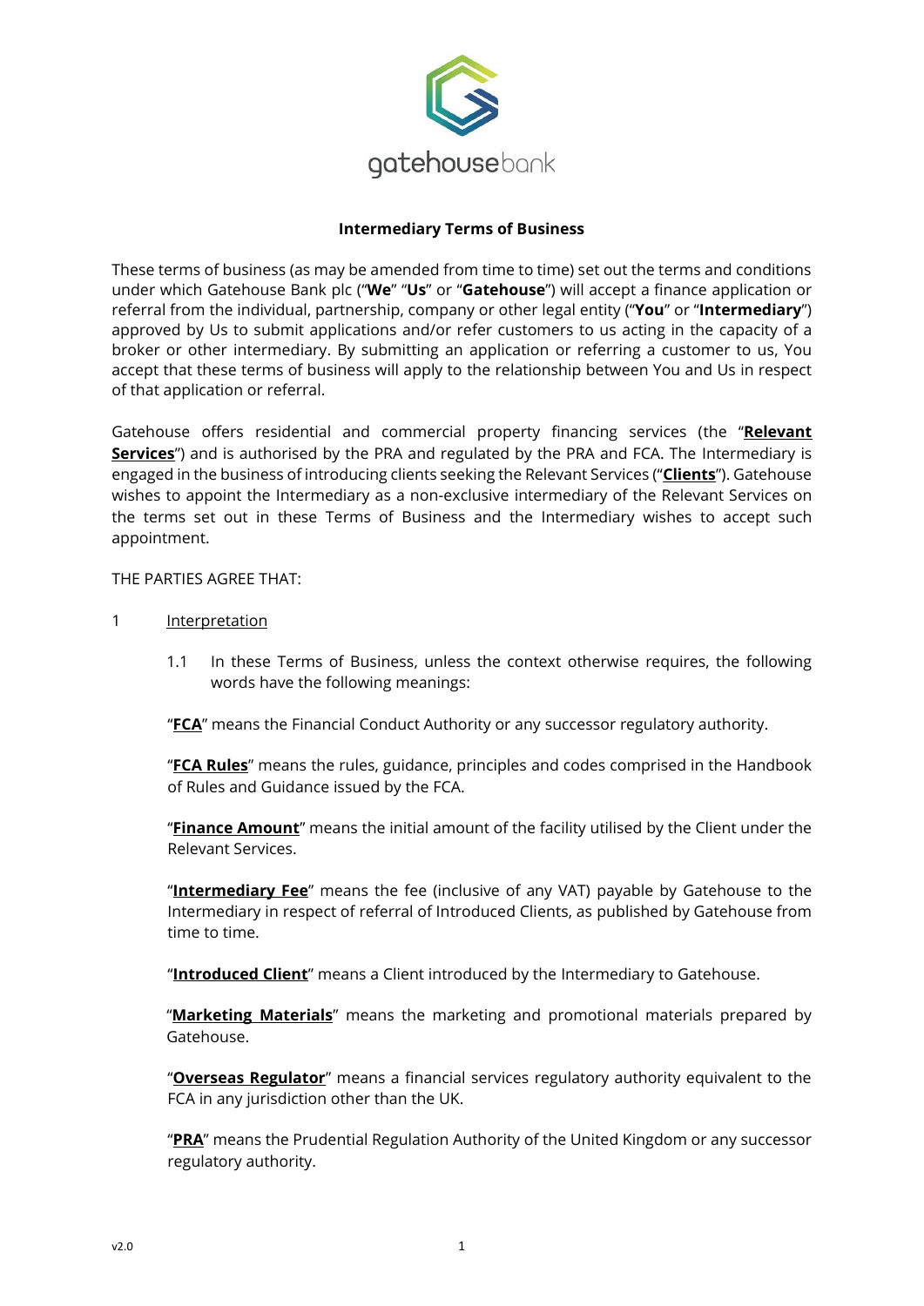# Intermediary Terms of Business

These terms of business (as may be amended from time to time) set out the terms and conditions under which Gatehouse Bank plc ("**We**" "**Us**" or "**Gatehouse**") will accept a finance application or referral from the individual, partnership, company or other legal entity ("**You**" or "**Intermediary**") approved by Us to submit applications and/or refer customers to us acting in the capacity of a broker or other intermediary. By submitting an application or referring a customer to us, You accept that these terms of business will apply to the relationship between You and Us in respect of that application or referral.

Gatehouse offers residential and commercial property financing services (the "**Relevant Services**") and is authorised by the PRA and regulated by the PRA and FCA. The Intermediary is engaged in the business of introducing clients seeking the Relevant Services ("**Clients**"). Gatehouse wishes to appoint the Intermediary as a non-exclusive intermediary of the Relevant Services on the terms set out in these Terms of Business and the Intermediary wishes to accept such appointment.

THE PARTIES AGREE THAT:

1 Interpretation

1.1 In these Terms of Business, unless the context otherwise requires, the following words have the following meanings:

"**FCA**" means the Financial Conduct Authority or any successor regulatory authority.

"**FCA Rules**" means the rules, guidance, principles and codes comprised in the Handbook of Rules and Guidance issued by the FCA.

"**Finance Amount**" means the initial amount of the facility utilised by the Client under the Relevant Services.

"**Intermediary Fee**" means the fee (inclusive of any VAT) payable by Gatehouse to the Intermediary in respect of referral of Introduced Clients, as published by Gatehouse from time to time.

"**Introduced Client**" means a Client introduced by the Intermediary to Gatehouse.

"**Marketing Materials**" means the marketing and promotional materials prepared by Gatehouse.

"**Overseas Regulator**" means a financial services regulatory authority equivalent to the FCA in any jurisdiction other than the UK.

"**PRA**" means the Prudential Regulation Authority of the United Kingdom or any successor regulatory authority.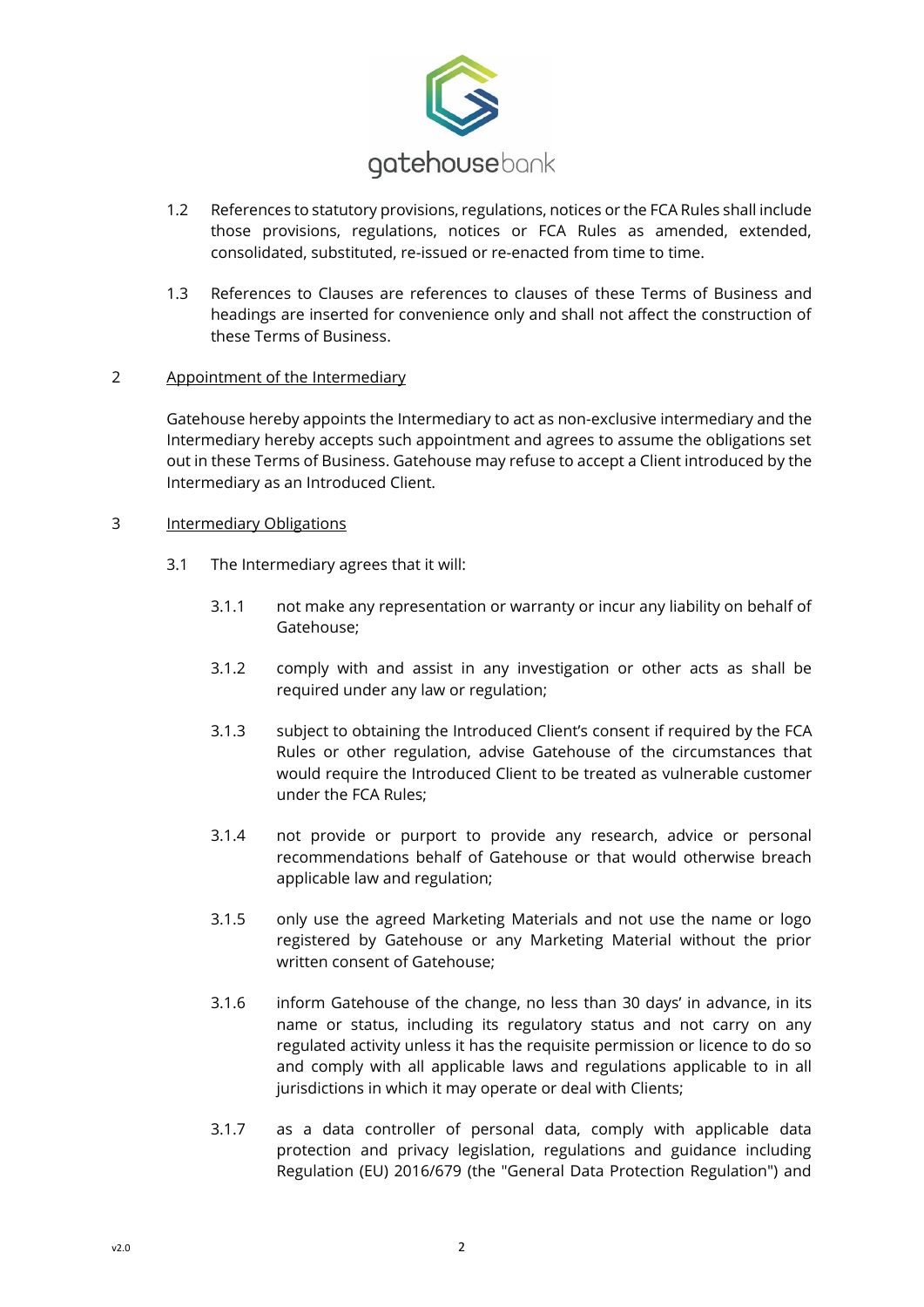1.2 References to statutory provisions, regulations, notices or the FCA Rules shall include those provisions, regulations, notices or FCA Rules as amended, extended, consolidated, substituted, re-issued or re-enacted from time to time.

1.3 References to Clauses are references to clauses of these Terms of Business and headings are inserted for convenience only and shall not affect the construction of these Terms of Business.

## 2 Appointment of the Intermediary

Gatehouse hereby appoints the Intermediary to act as non-exclusive intermediary and the Intermediary hereby accepts such appointment and agrees to assume the obligations set out in these Terms of Business. Gatehouse may refuse to accept a Client introduced by the Intermediary as an Introduced Client.

## 3 Intermediary Obligations

3.1 The Intermediary agrees that it will:

3.1.1 not make any representation or warranty or incur any liability on behalf of Gatehouse;

3.1.2 comply with and assist in any investigation or other acts as shall be required under any law or regulation;

3.1.3 subject to obtaining the Introduced Client's consent if required by the FCA Rules or other regulation, advise Gatehouse of the circumstances that would require the Introduced Client to be treated as vulnerable customer under the FCA Rules;

3.1.4 not provide or purport to provide any research, advice or personal recommendations behalf of Gatehouse or that would otherwise breach applicable law and regulation;

3.1.5 only use the agreed Marketing Materials and not use the name or logo registered by Gatehouse or any Marketing Material without the prior written consent of Gatehouse;

3.1.6 inform Gatehouse of the change, no less than 30 days' in advance, in its name or status, including its regulatory status and not carry on any regulated activity unless it has the requisite permission or licence to do so and comply with all applicable laws and regulations applicable to in all jurisdictions in which it may operate or deal with Clients;

3.1.7 as a data controller of personal data, comply with applicable data protection and privacy legislation, regulations and guidance including Regulation (EU) 2016/679 (the "General Data Protection Regulation") and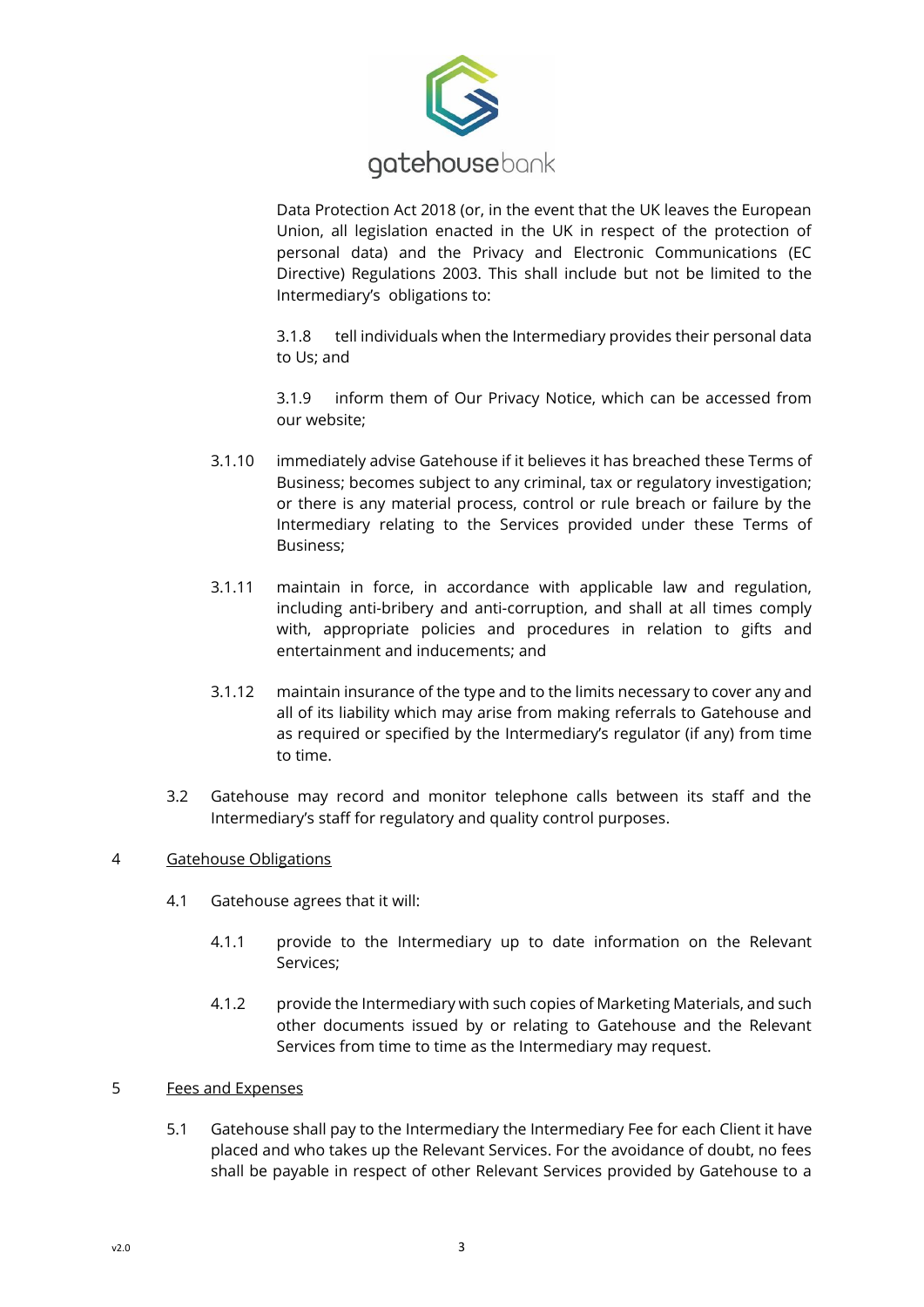Data Protection Act 2018 (or, in the event that the UK leaves the European Union, all legislation enacted in the UK in respect of the protection of personal data) and the Privacy and Electronic Communications (EC Directive) Regulations 2003. This shall include but not be limited to the Intermediary's obligations to:

3.1.8 tell individuals when the Intermediary provides their personal data to Us; and

3.1.9 inform them of Our Privacy Notice, which can be accessed from our website;

3.1.10 immediately advise Gatehouse if it believes it has breached these Terms of Business; becomes subject to any criminal, tax or regulatory investigation; or there is any material process, control or rule breach or failure by the Intermediary relating to the Services provided under these Terms of Business;

3.1.11 maintain in force, in accordance with applicable law and regulation, including anti-bribery and anti-corruption, and shall at all times comply with, appropriate policies and procedures in relation to gifts and entertainment and inducements; and

3.1.12 maintain insurance of the type and to the limits necessary to cover any and all of its liability which may arise from making referrals to Gatehouse and as required or specified by the Intermediary's regulator (if any) from time to time.

3.2 Gatehouse may record and monitor telephone calls between its staff and the Intermediary's staff for regulatory and quality control purposes.

4 Gatehouse Obligations

4.1 Gatehouse agrees that it will:

4.1.1 provide to the Intermediary up to date information on the Relevant Services;

4.1.2 provide the Intermediary with such copies of Marketing Materials, and such other documents issued by or relating to Gatehouse and the Relevant Services from time to time as the Intermediary may request.

5 Fees and Expenses

5.1 Gatehouse shall pay to the Intermediary the Intermediary Fee for each Client it have placed and who takes up the Relevant Services. For the avoidance of doubt, no fees shall be payable in respect of other Relevant Services provided by Gatehouse to a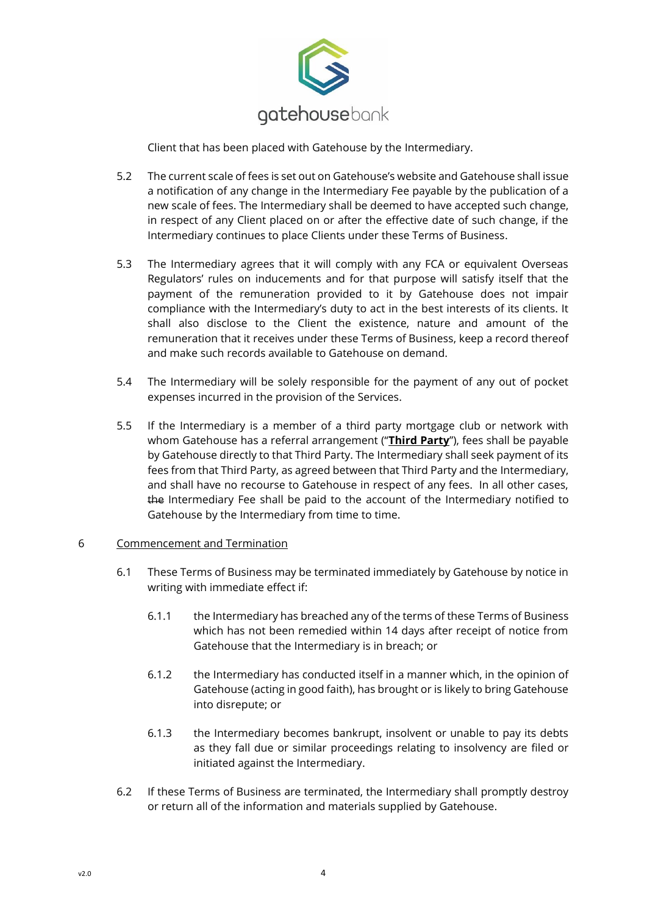Client that has been placed with Gatehouse by the Intermediary.

5.2 The current scale of fees is set out on Gatehouse's website and Gatehouse shall issue a notification of any change in the Intermediary Fee payable by the publication of a new scale of fees. The Intermediary shall be deemed to have accepted such change, in respect of any Client placed on or after the effective date of such change, if the Intermediary continues to place Clients under these Terms of Business.

5.3 The Intermediary agrees that it will comply with any FCA or equivalent Overseas Regulators' rules on inducements and for that purpose will satisfy itself that the payment of the remuneration provided to it by Gatehouse does not impair compliance with the Intermediary's duty to act in the best interests of its clients. It shall also disclose to the Client the existence, nature and amount of the remuneration that it receives under these Terms of Business, keep a record thereof and make such records available to Gatehouse on demand.

5.4 The Intermediary will be solely responsible for the payment of any out of pocket expenses incurred in the provision of the Services.

5.5 If the Intermediary is a member of a third party mortgage club or network with whom Gatehouse has a referral arrangement ("**Third Party**"), fees shall be payable by Gatehouse directly to that Third Party. The Intermediary shall seek payment of its fees from that Third Party, as agreed between that Third Party and the Intermediary, and shall have no recourse to Gatehouse in respect of any fees. In all other cases, ~~the~~ Intermediary Fee shall be paid to the account of the Intermediary notified to Gatehouse by the Intermediary from time to time.

6 Commencement and Termination

6.1 These Terms of Business may be terminated immediately by Gatehouse by notice in writing with immediate effect if:

6.1.1 the Intermediary has breached any of the terms of these Terms of Business which has not been remedied within 14 days after receipt of notice from Gatehouse that the Intermediary is in breach; or

6.1.2 the Intermediary has conducted itself in a manner which, in the opinion of Gatehouse (acting in good faith), has brought or is likely to bring Gatehouse into disrepute; or

6.1.3 the Intermediary becomes bankrupt, insolvent or unable to pay its debts as they fall due or similar proceedings relating to insolvency are filed or initiated against the Intermediary.

6.2 If these Terms of Business are terminated, the Intermediary shall promptly destroy or return all of the information and materials supplied by Gatehouse.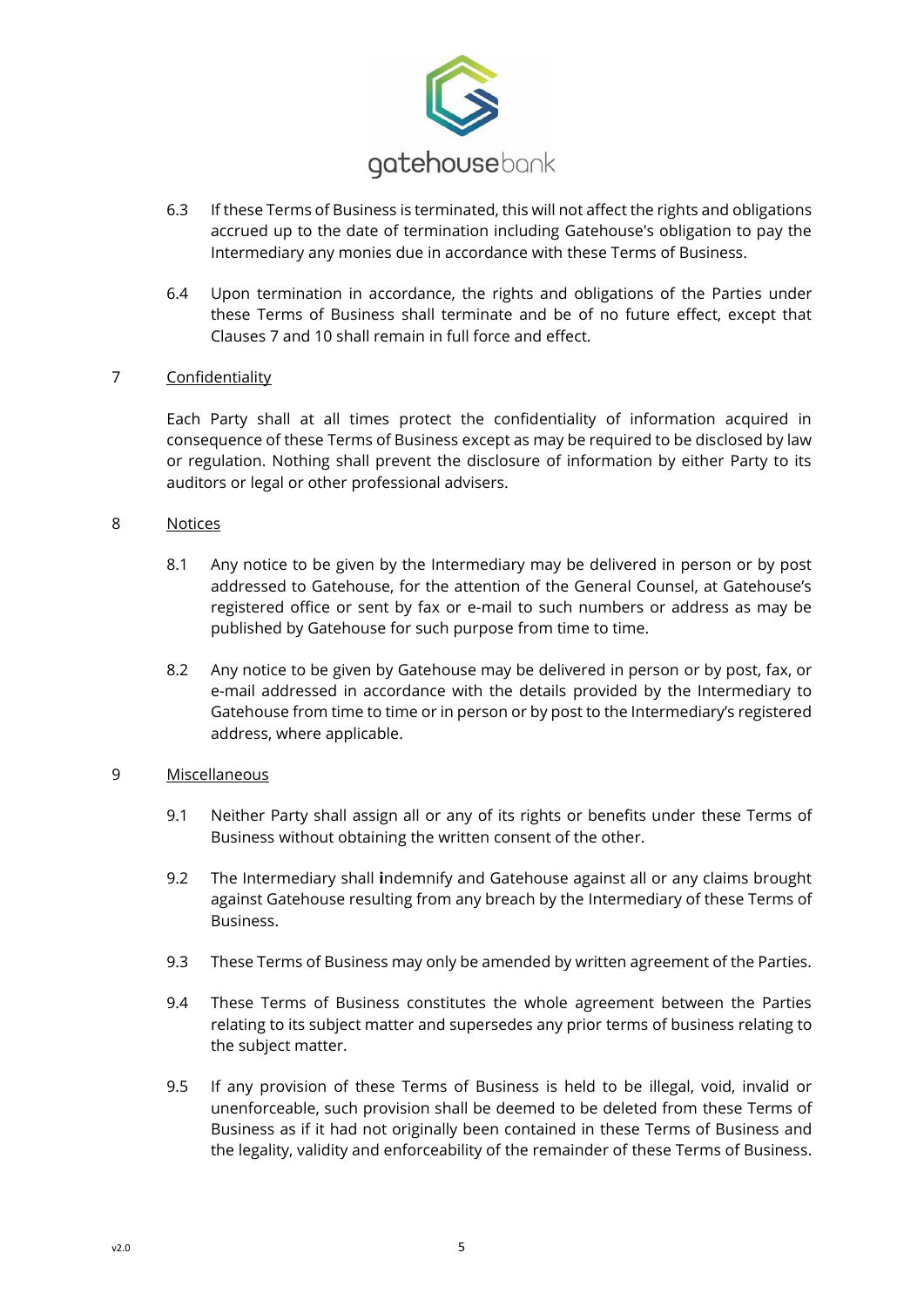6.3 If these Terms of Business is terminated, this will not affect the rights and obligations accrued up to the date of termination including Gatehouse's obligation to pay the Intermediary any monies due in accordance with these Terms of Business.

6.4 Upon termination in accordance, the rights and obligations of the Parties under these Terms of Business shall terminate and be of no future effect, except that Clauses 7 and 10 shall remain in full force and effect.

7 Confidentiality

Each Party shall at all times protect the confidentiality of information acquired in consequence of these Terms of Business except as may be required to be disclosed by law or regulation. Nothing shall prevent the disclosure of information by either Party to its auditors or legal or other professional advisers.

8 Notices

8.1 Any notice to be given by the Intermediary may be delivered in person or by post addressed to Gatehouse, for the attention of the General Counsel, at Gatehouse's registered office or sent by fax or e-mail to such numbers or address as may be published by Gatehouse for such purpose from time to time.

8.2 Any notice to be given by Gatehouse may be delivered in person or by post, fax, or e-mail addressed in accordance with the details provided by the Intermediary to Gatehouse from time to time or in person or by post to the Intermediary's registered address, where applicable.

9 Miscellaneous

9.1 Neither Party shall assign all or any of its rights or benefits under these Terms of Business without obtaining the written consent of the other.

9.2 The Intermediary shall indemnify and Gatehouse against all or any claims brought against Gatehouse resulting from any breach by the Intermediary of these Terms of Business.

9.3 These Terms of Business may only be amended by written agreement of the Parties.

9.4 These Terms of Business constitutes the whole agreement between the Parties relating to its subject matter and supersedes any prior terms of business relating to the subject matter.

9.5 If any provision of these Terms of Business is held to be illegal, void, invalid or unenforceable, such provision shall be deemed to be deleted from these Terms of Business as if it had not originally been contained in these Terms of Business and the legality, validity and enforceability of the remainder of these Terms of Business.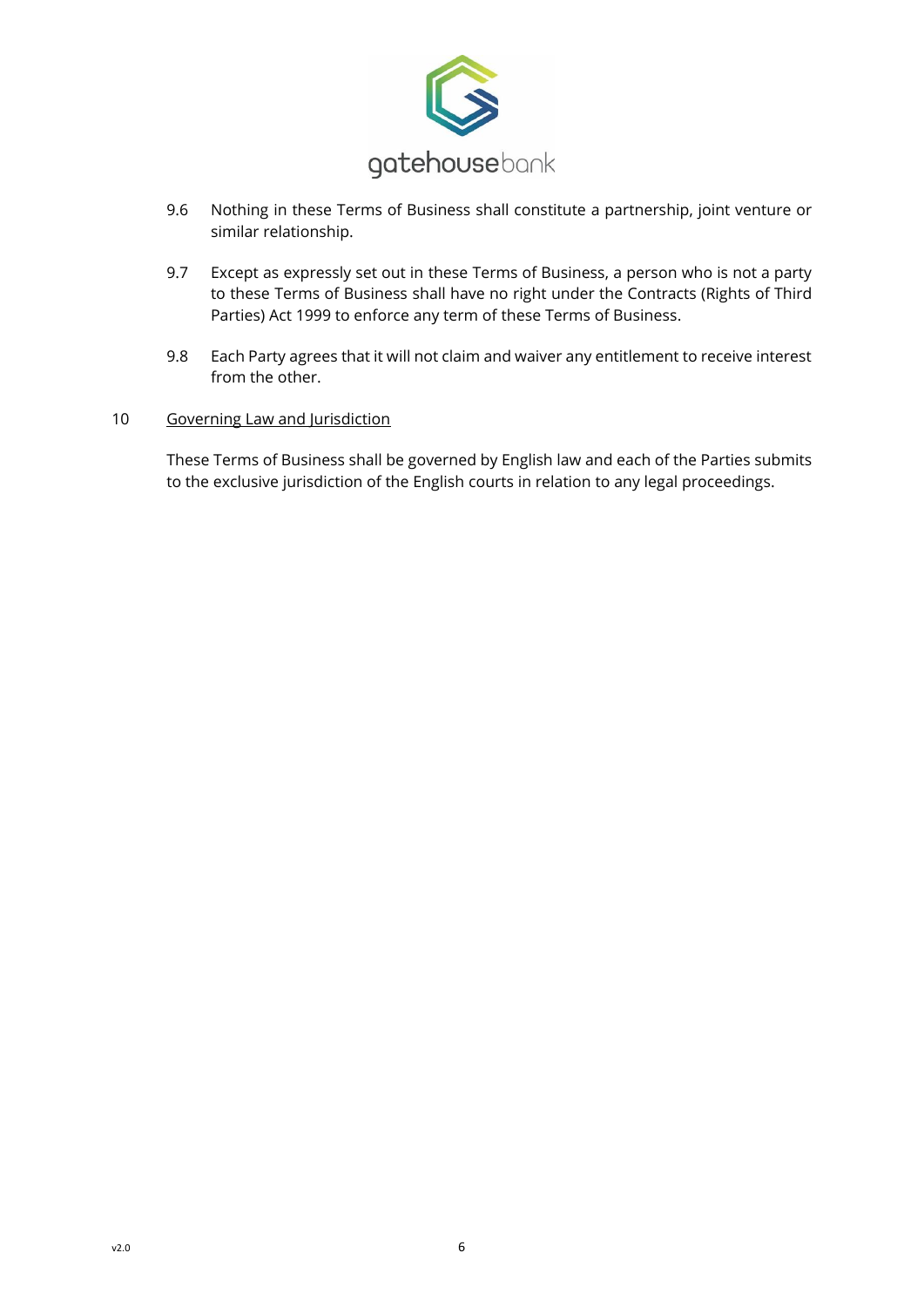9.6 Nothing in these Terms of Business shall constitute a partnership, joint venture or similar relationship.

9.7 Except as expressly set out in these Terms of Business, a person who is not a party to these Terms of Business shall have no right under the Contracts (Rights of Third Parties) Act 1999 to enforce any term of these Terms of Business.

9.8 Each Party agrees that it will not claim and waiver any entitlement to receive interest from the other.

## 10 Governing Law and Jurisdiction

These Terms of Business shall be governed by English law and each of the Parties submits to the exclusive jurisdiction of the English courts in relation to any legal proceedings.